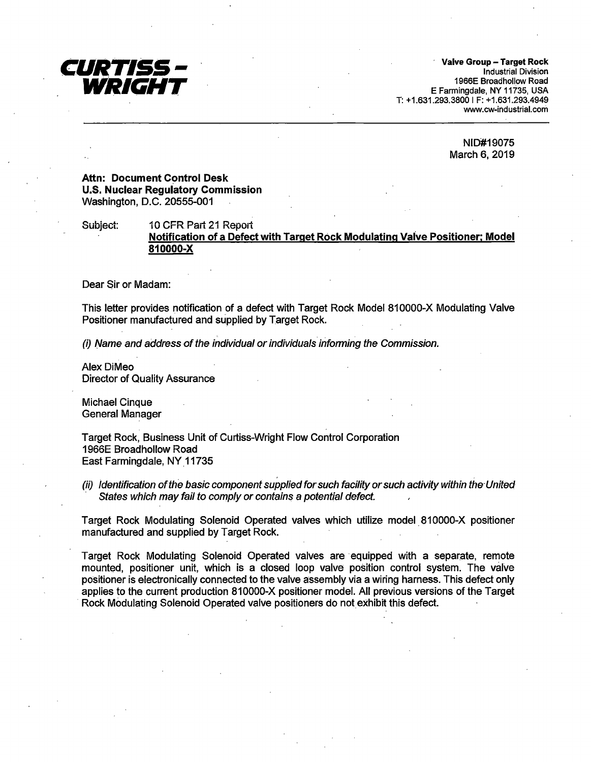**CURTISS - WRIGHT**

**Valve Group – Target Rock**
Industrial Division
1966E Broadhollow Road
E Farmingdale, NY 11735, USA
T: +1.631.293.3800 | F: +1.631.293.4949
www.cw-industrial.com

NID#19075
March 6, 2019

**Attn: Document Control Desk**
**U.S. Nuclear Regulatory Commission**
Washington, D.C. 20555-001

Subject: 10 CFR Part 21 Report
**Notification of a Defect with Target Rock Modulating Valve Positioner; Model 810000-X**

Dear Sir or Madam:

This letter provides notification of a defect with Target Rock Model 810000-X Modulating Valve Positioner manufactured and supplied by Target Rock.

*(i) Name and address of the individual or individuals informing the Commission.*

Alex DiMeo
Director of Quality Assurance

Michael Cinque
General Manager

Target Rock, Business Unit of Curtiss-Wright Flow Control Corporation
1966E Broadhollow Road
East Farmingdale, NY 11735

*(ii) Identification of the basic component supplied for such facility or such activity within the United States which may fail to comply or contains a potential defect.*

Target Rock Modulating Solenoid Operated valves which utilize model 810000-X positioner manufactured and supplied by Target Rock.

Target Rock Modulating Solenoid Operated valves are equipped with a separate, remote mounted, positioner unit, which is a closed loop valve position control system. The valve positioner is electronically connected to the valve assembly via a wiring harness. This defect only applies to the current production 810000-X positioner model. All previous versions of the Target Rock Modulating Solenoid Operated valve positioners do not exhibit this defect.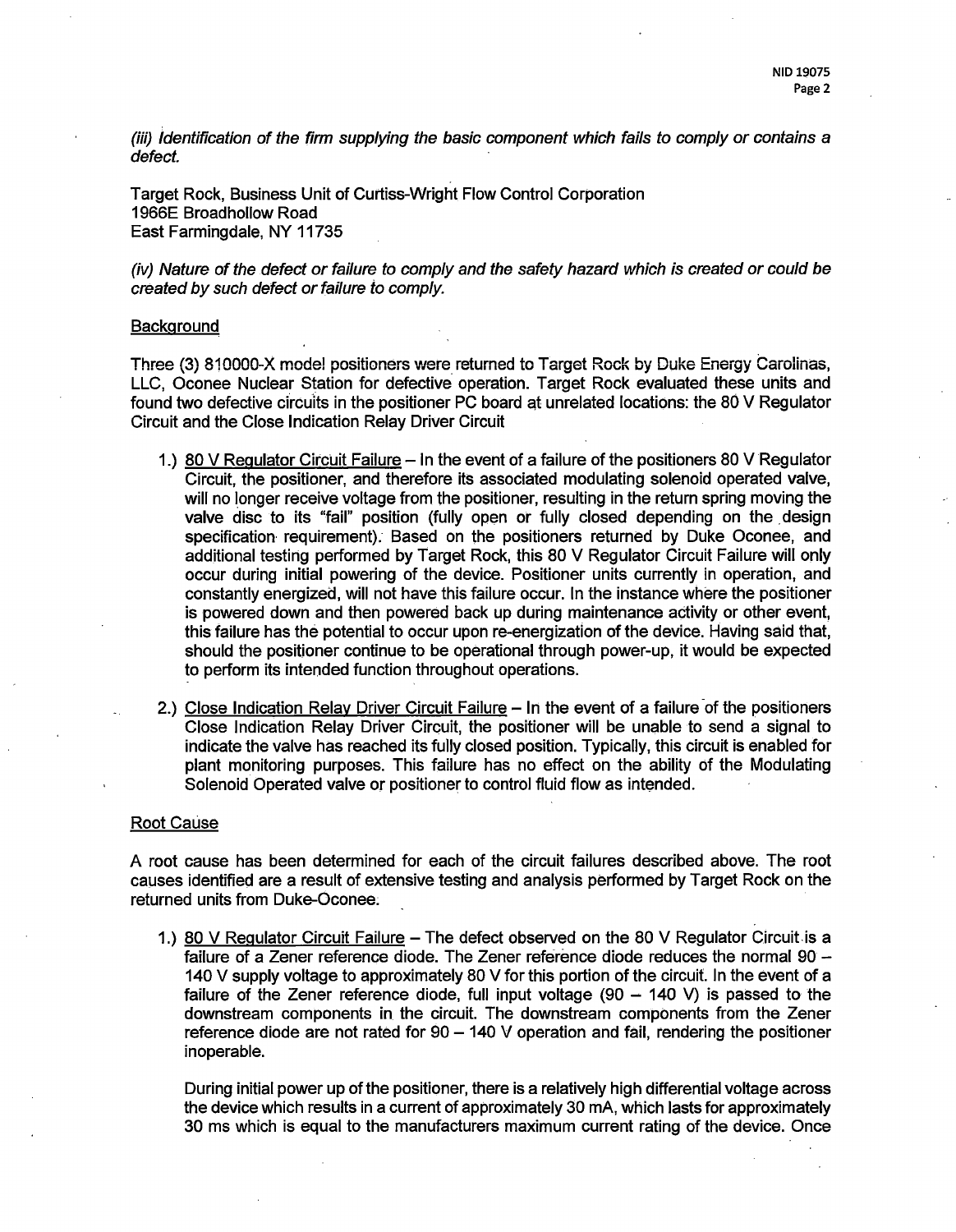*(iii) Identification of the firm supplying the basic component which fails to comply or contains a defect.*

Target Rock, Business Unit of Curtiss-Wright Flow Control Corporation
1966E Broadhollow Road
East Farmingdale, NY 11735

*(iv) Nature of the defect or failure to comply and the safety hazard which is created or could be created by such defect or failure to comply.*

<u>Background</u>

Three (3) 810000-X model positioners were returned to Target Rock by Duke Energy Carolinas, LLC, Oconee Nuclear Station for defective operation. Target Rock evaluated these units and found two defective circuits in the positioner PC board at unrelated locations: the 80 V Regulator Circuit and the Close Indication Relay Driver Circuit

1.) <u>80 V Regulator Circuit Failure</u> – In the event of a failure of the positioners 80 V Regulator Circuit, the positioner, and therefore its associated modulating solenoid operated valve, will no longer receive voltage from the positioner, resulting in the return spring moving the valve disc to its "fail" position (fully open or fully closed depending on the design specification requirement). Based on the positioners returned by Duke Oconee, and additional testing performed by Target Rock, this 80 V Regulator Circuit Failure will only occur during initial powering of the device. Positioner units currently in operation, and constantly energized, will not have this failure occur. In the instance where the positioner is powered down and then powered back up during maintenance activity or other event, this failure has the potential to occur upon re-energization of the device. Having said that, should the positioner continue to be operational through power-up, it would be expected to perform its intended function throughout operations.

2.) <u>Close Indication Relay Driver Circuit Failure</u> – In the event of a failure of the positioners Close Indication Relay Driver Circuit, the positioner will be unable to send a signal to indicate the valve has reached its fully closed position. Typically, this circuit is enabled for plant monitoring purposes. This failure has no effect on the ability of the Modulating Solenoid Operated valve or positioner to control fluid flow as intended.

<u>Root Cause</u>

A root cause has been determined for each of the circuit failures described above. The root causes identified are a result of extensive testing and analysis performed by Target Rock on the returned units from Duke-Oconee.

1.) <u>80 V Regulator Circuit Failure</u> – The defect observed on the 80 V Regulator Circuit is a failure of a Zener reference diode. The Zener reference diode reduces the normal 90 – 140 V supply voltage to approximately 80 V for this portion of the circuit. In the event of a failure of the Zener reference diode, full input voltage (90 – 140 V) is passed to the downstream components in the circuit. The downstream components from the Zener reference diode are not rated for 90 – 140 V operation and fail, rendering the positioner inoperable.

During initial power up of the positioner, there is a relatively high differential voltage across the device which results in a current of approximately 30 mA, which lasts for approximately 30 ms which is equal to the manufacturers maximum current rating of the device. Once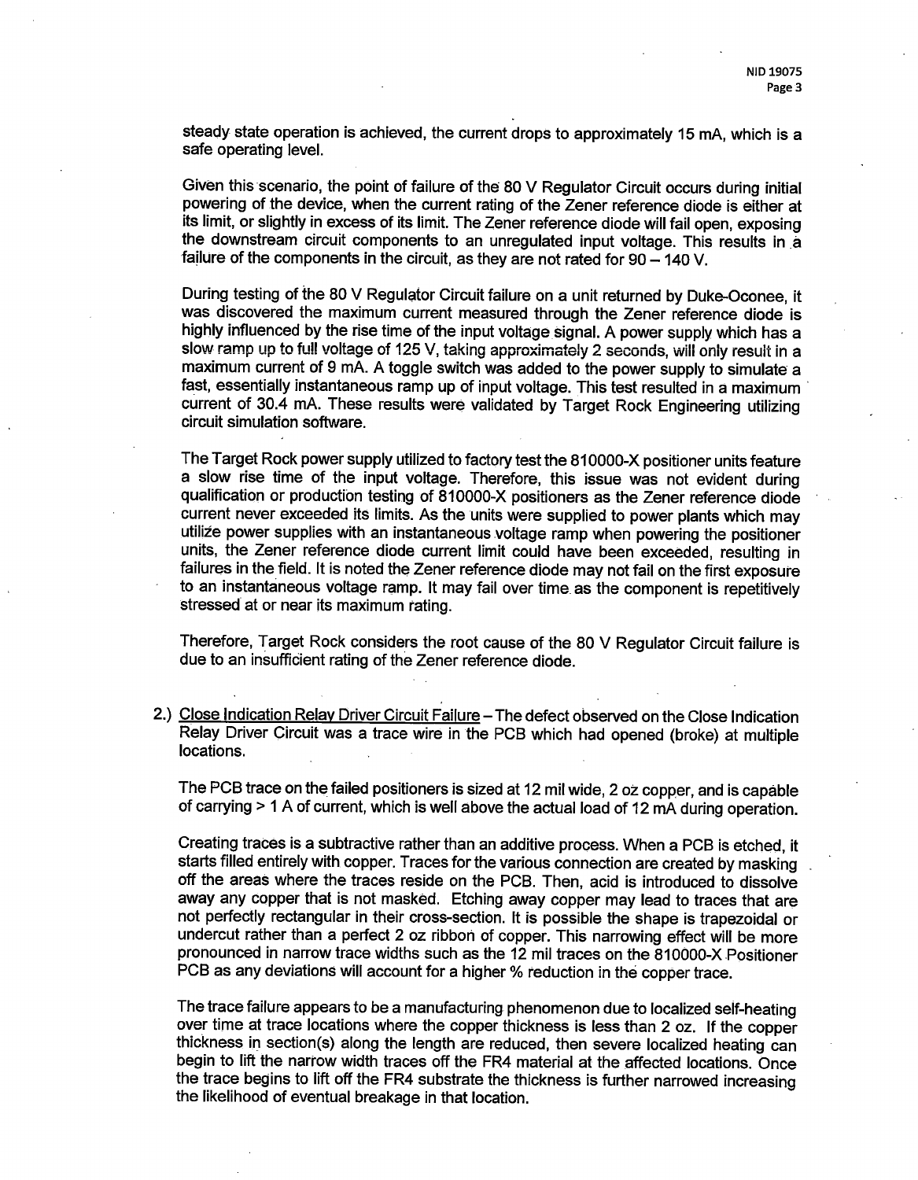steady state operation is achieved, the current drops to approximately 15 mA, which is a safe operating level.

Given this scenario, the point of failure of the 80 V Regulator Circuit occurs during initial powering of the device, when the current rating of the Zener reference diode is either at its limit, or slightly in excess of its limit. The Zener reference diode will fail open, exposing the downstream circuit components to an unregulated input voltage. This results in a failure of the components in the circuit, as they are not rated for 90 – 140 V.

During testing of the 80 V Regulator Circuit failure on a unit returned by Duke-Oconee, it was discovered the maximum current measured through the Zener reference diode is highly influenced by the rise time of the input voltage signal. A power supply which has a slow ramp up to full voltage of 125 V, taking approximately 2 seconds, will only result in a maximum current of 9 mA. A toggle switch was added to the power supply to simulate a fast, essentially instantaneous ramp up of input voltage. This test resulted in a maximum current of 30.4 mA. These results were validated by Target Rock Engineering utilizing circuit simulation software.

The Target Rock power supply utilized to factory test the 810000-X positioner units feature a slow rise time of the input voltage. Therefore, this issue was not evident during qualification or production testing of 810000-X positioners as the Zener reference diode current never exceeded its limits. As the units were supplied to power plants which may utilize power supplies with an instantaneous voltage ramp when powering the positioner units, the Zener reference diode current limit could have been exceeded, resulting in failures in the field. It is noted the Zener reference diode may not fail on the first exposure to an instantaneous voltage ramp. It may fail over time as the component is repetitively stressed at or near its maximum rating.

Therefore, Target Rock considers the root cause of the 80 V Regulator Circuit failure is due to an insufficient rating of the Zener reference diode.

2.) <u>Close Indication Relay Driver Circuit Failure</u> – The defect observed on the Close Indication Relay Driver Circuit was a trace wire in the PCB which had opened (broke) at multiple locations.

The PCB trace on the failed positioners is sized at 12 mil wide, 2 oz copper, and is capable of carrying > 1 A of current, which is well above the actual load of 12 mA during operation.

Creating traces is a subtractive rather than an additive process. When a PCB is etched, it starts filled entirely with copper. Traces for the various connection are created by masking off the areas where the traces reside on the PCB. Then, acid is introduced to dissolve away any copper that is not masked. Etching away copper may lead to traces that are not perfectly rectangular in their cross-section. It is possible the shape is trapezoidal or undercut rather than a perfect 2 oz ribbon of copper. This narrowing effect will be more pronounced in narrow trace widths such as the 12 mil traces on the 810000-X Positioner PCB as any deviations will account for a higher % reduction in the copper trace.

The trace failure appears to be a manufacturing phenomenon due to localized self-heating over time at trace locations where the copper thickness is less than 2 oz. If the copper thickness in section(s) along the length are reduced, then severe localized heating can begin to lift the narrow width traces off the FR4 material at the affected locations. Once the trace begins to lift off the FR4 substrate the thickness is further narrowed increasing the likelihood of eventual breakage in that location.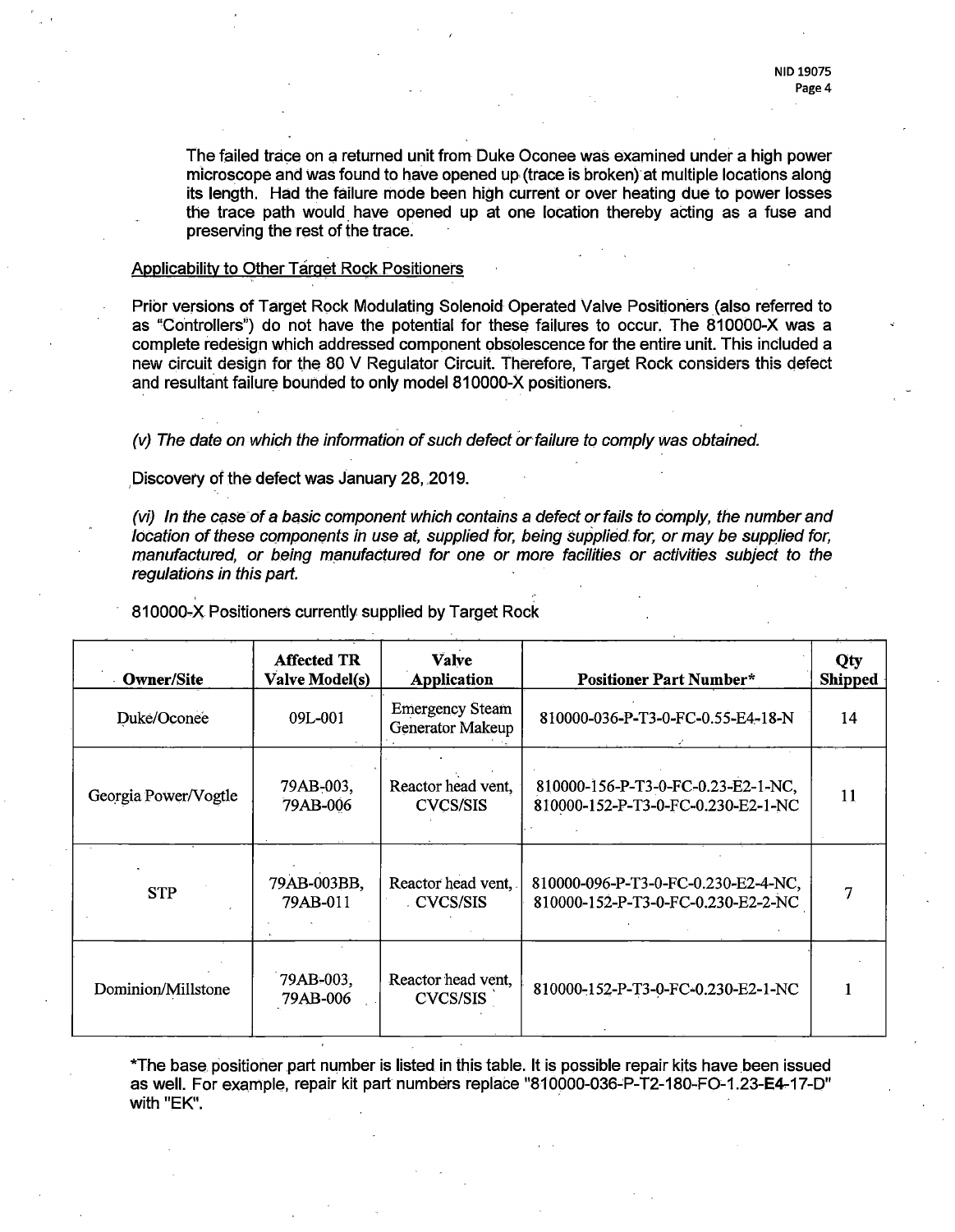The failed trace on a returned unit from Duke Oconee was examined under a high power microscope and was found to have opened up (trace is broken) at multiple locations along its length. Had the failure mode been high current or over heating due to power losses the trace path would have opened up at one location thereby acting as a fuse and preserving the rest of the trace.

Applicability to Other Target Rock Positioners

Prior versions of Target Rock Modulating Solenoid Operated Valve Positioners (also referred to as "Controllers") do not have the potential for these failures to occur. The 810000-X was a complete redesign which addressed component obsolescence for the entire unit. This included a new circuit design for the 80 V Regulator Circuit. Therefore, Target Rock considers this defect and resultant failure bounded to only model 810000-X positioners.

*(v) The date on which the information of such defect or failure to comply was obtained.*

Discovery of the defect was January 28, 2019.

*(vi) In the case of a basic component which contains a defect or fails to comply, the number and location of these components in use at, supplied for, being supplied for, or may be supplied for, manufactured, or being manufactured for one or more facilities or activities subject to the regulations in this part.*

810000-X Positioners currently supplied by Target Rock

| Owner/Site | Affected TR Valve Model(s) | Valve Application | Positioner Part Number* | Qty Shipped |
|---|---|---|---|---|
| Duke/Oconee | 09L-001 | Emergency Steam Generator Makeup | 810000-036-P-T3-0-FC-0.55-E4-18-N | 14 |
| Georgia Power/Vogtle | 79AB-003, 79AB-006 | Reactor head vent, CVCS/SIS | 810000-156-P-T3-0-FC-0.23-E2-1-NC, 810000-152-P-T3-0-FC-0.230-E2-1-NC | 11 |
| STP | 79AB-003BB, 79AB-011 | Reactor head vent, CVCS/SIS | 810000-096-P-T3-0-FC-0.230-E2-4-NC, 810000-152-P-T3-0-FC-0.230-E2-2-NC | 7 |
| Dominion/Millstone | 79AB-003, 79AB-006 | Reactor head vent, CVCS/SIS | 810000-152-P-T3-0-FC-0.230-E2-1-NC | 1 |

*The base positioner part number is listed in this table. It is possible repair kits have been issued as well. For example, repair kit part numbers replace "810000-036-P-T2-180-FO-1.23-**E4**-17-D" with "EK".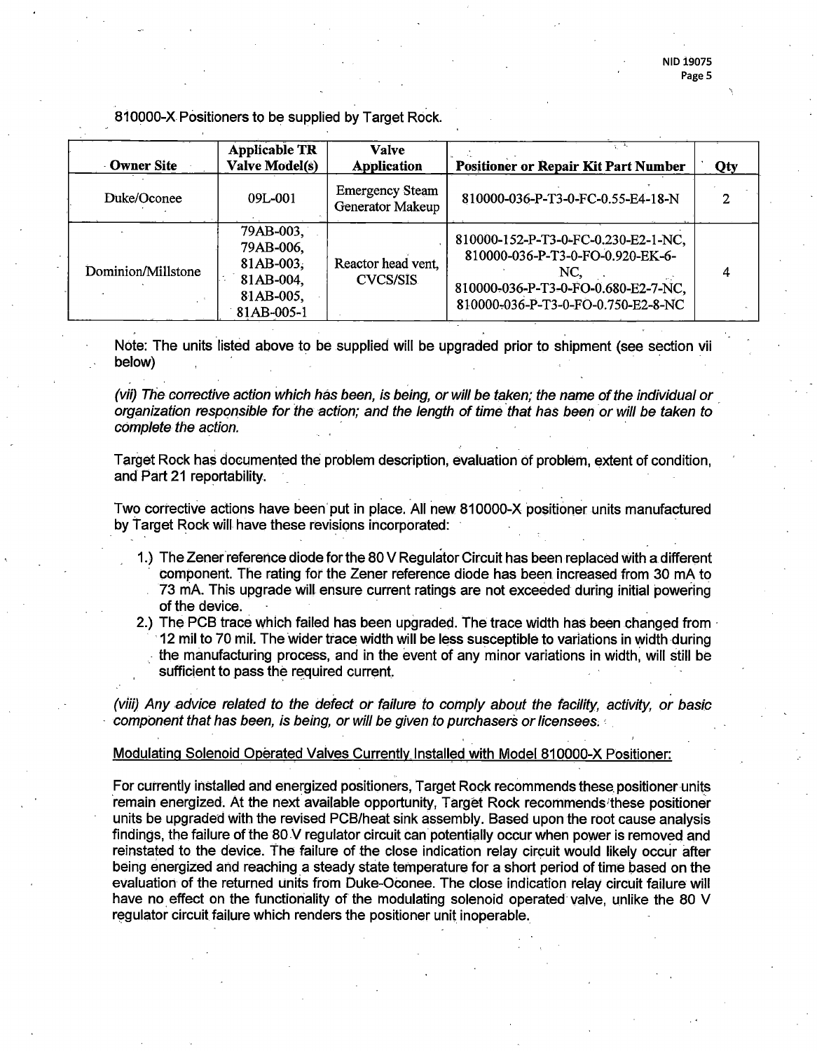810000-X Positioners to be supplied by Target Rock.

| Owner Site | Applicable TR Valve Model(s) | Valve Application | Positioner or Repair Kit Part Number | Qty |
|---|---|---|---|---|
| Duke/Oconee | 09L-001 | Emergency Steam Generator Makeup | 810000-036-P-T3-0-FC-0.55-E4-18-N | 2 |
| Dominion/Millstone | 79AB-003, 79AB-006, 81AB-003, 81AB-004, 81AB-005, 81AB-005-1 | Reactor head vent, CVCS/SIS | 810000-152-P-T3-0-FC-0.230-E2-1-NC, 810000-036-P-T3-0-FO-0.920-EK-6-NC, 810000-036-P-T3-0-FO-0.680-E2-7-NC, 810000-036-P-T3-0-FO-0.750-E2-8-NC | 4 |

Note: The units listed above to be supplied will be upgraded prior to shipment (see section vii below)

*(vii) The corrective action which has been, is being, or will be taken; the name of the individual or organization responsible for the action; and the length of time that has been or will be taken to complete the action.*

Target Rock has documented the problem description, evaluation of problem, extent of condition, and Part 21 reportability.

Two corrective actions have been put in place. All new 810000-X positioner units manufactured by Target Rock will have these revisions incorporated:

1.) The Zener reference diode for the 80 V Regulator Circuit has been replaced with a different component. The rating for the Zener reference diode has been increased from 30 mA to 73 mA. This upgrade will ensure current ratings are not exceeded during initial powering of the device.
2.) The PCB trace which failed has been upgraded. The trace width has been changed from 12 mil to 70 mil. The wider trace width will be less susceptible to variations in width during the manufacturing process, and in the event of any minor variations in width, will still be sufficient to pass the required current.

*(viii) Any advice related to the defect or failure to comply about the facility, activity, or basic component that has been, is being, or will be given to purchasers or licensees.*

Modulating Solenoid Operated Valves Currently Installed with Model 810000-X Positioner:

For currently installed and energized positioners, Target Rock recommends these positioner units remain energized. At the next available opportunity, Target Rock recommends these positioner units be upgraded with the revised PCB/heat sink assembly. Based upon the root cause analysis findings, the failure of the 80 V regulator circuit can potentially occur when power is removed and reinstated to the device. The failure of the close indication relay circuit would likely occur after being energized and reaching a steady state temperature for a short period of time based on the evaluation of the returned units from Duke-Oconee. The close indication relay circuit failure will have no effect on the functionality of the modulating solenoid operated valve, unlike the 80 V regulator circuit failure which renders the positioner unit inoperable.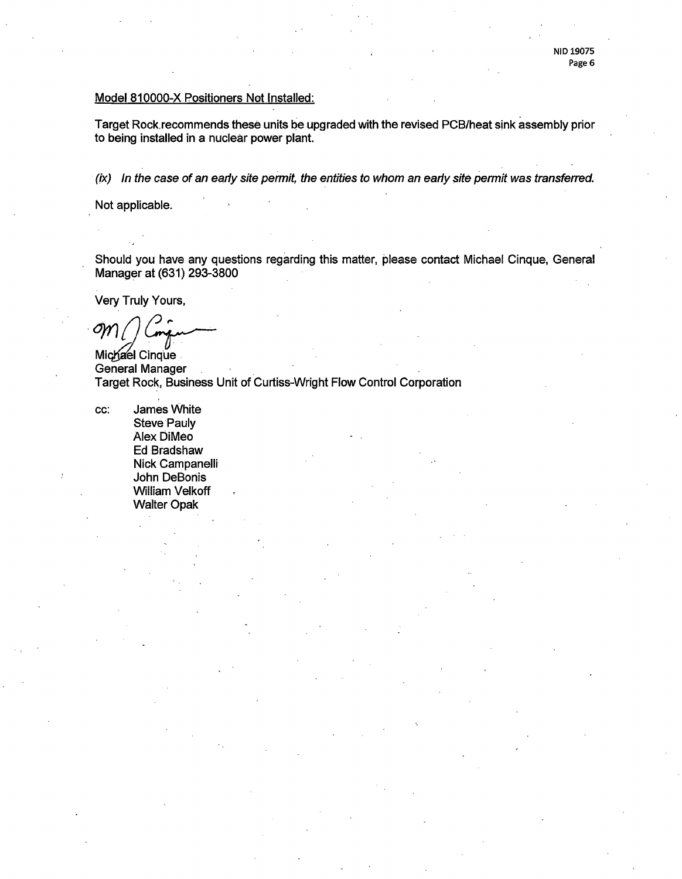Model 810000-X Positioners Not Installed:

Target Rock recommends these units be upgraded with the revised PCB/heat sink assembly prior to being installed in a nuclear power plant.

*(ix) In the case of an early site permit, the entities to whom an early site permit was transferred.*

Not applicable.

Should you have any questions regarding this matter, please contact Michael Cinque, General Manager at (631) 293-3800

Very Truly Yours,

Michael Cinque
General Manager
Target Rock, Business Unit of Curtiss-Wright Flow Control Corporation

cc: James White
Steve Pauly
Alex DiMeo
Ed Bradshaw
Nick Campanelli
John DeBonis
William Velkoff
Walter Opak